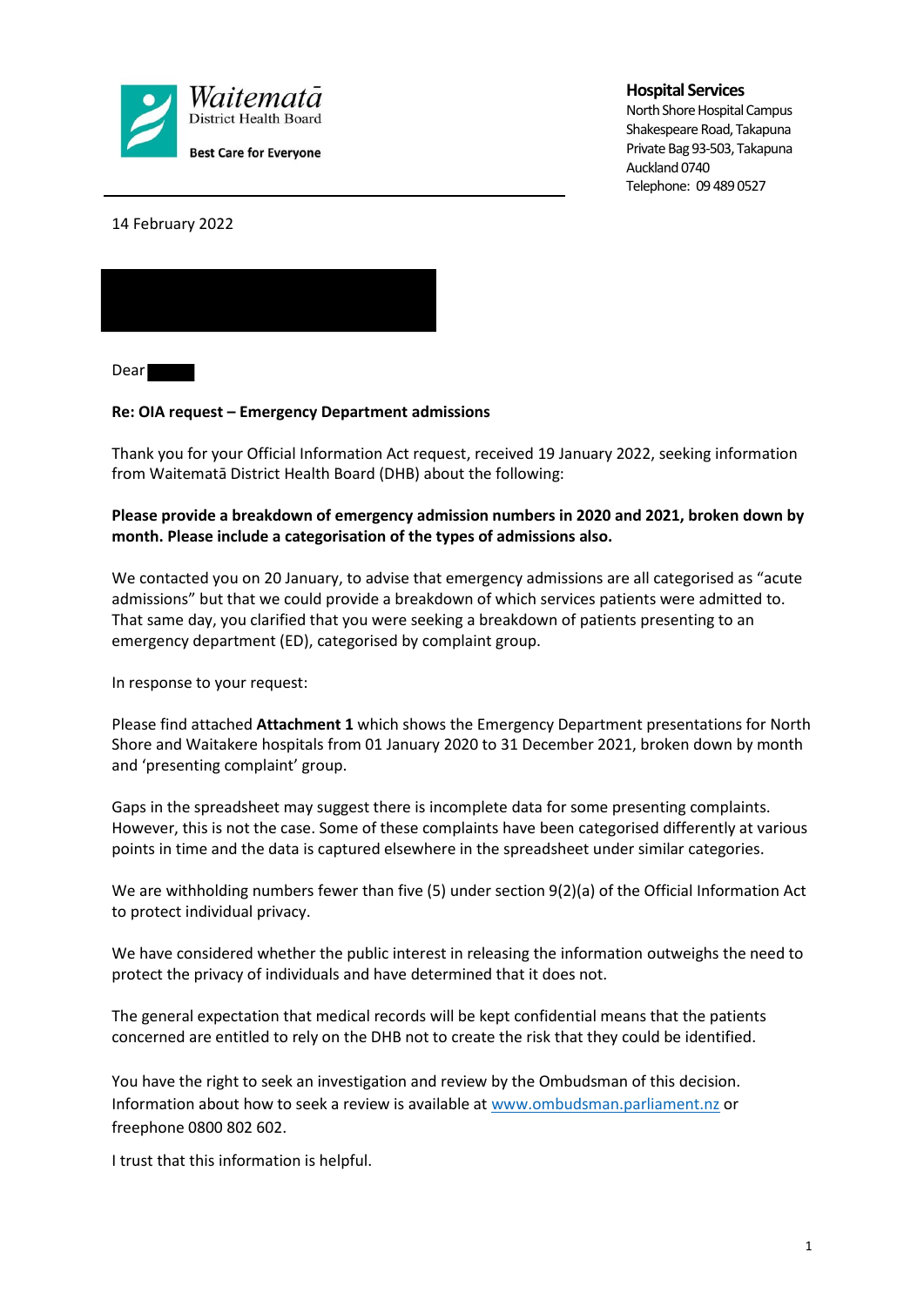Waitematā District Health Board

**Best Care for Everyone**

**Hospital Services**
North Shore Hospital Campus
Shakespeare Road, Takapuna
Private Bag 93-503, Takapuna
Auckland 0740
Telephone: 09 489 0527

14 February 2022

Dear

**Re: OIA request – Emergency Department admissions**

Thank you for your Official Information Act request, received 19 January 2022, seeking information from Waitematā District Health Board (DHB) about the following:

**Please provide a breakdown of emergency admission numbers in 2020 and 2021, broken down by month. Please include a categorisation of the types of admissions also.**

We contacted you on 20 January, to advise that emergency admissions are all categorised as "acute admissions" but that we could provide a breakdown of which services patients were admitted to. That same day, you clarified that you were seeking a breakdown of patients presenting to an emergency department (ED), categorised by complaint group.

In response to your request:

Please find attached **Attachment 1** which shows the Emergency Department presentations for North Shore and Waitakere hospitals from 01 January 2020 to 31 December 2021, broken down by month and 'presenting complaint' group.

Gaps in the spreadsheet may suggest there is incomplete data for some presenting complaints. However, this is not the case. Some of these complaints have been categorised differently at various points in time and the data is captured elsewhere in the spreadsheet under similar categories.

We are withholding numbers fewer than five (5) under section 9(2)(a) of the Official Information Act to protect individual privacy.

We have considered whether the public interest in releasing the information outweighs the need to protect the privacy of individuals and have determined that it does not.

The general expectation that medical records will be kept confidential means that the patients concerned are entitled to rely on the DHB not to create the risk that they could be identified.

You have the right to seek an investigation and review by the Ombudsman of this decision. Information about how to seek a review is available at www.ombudsman.parliament.nz or freephone 0800 802 602.

I trust that this information is helpful.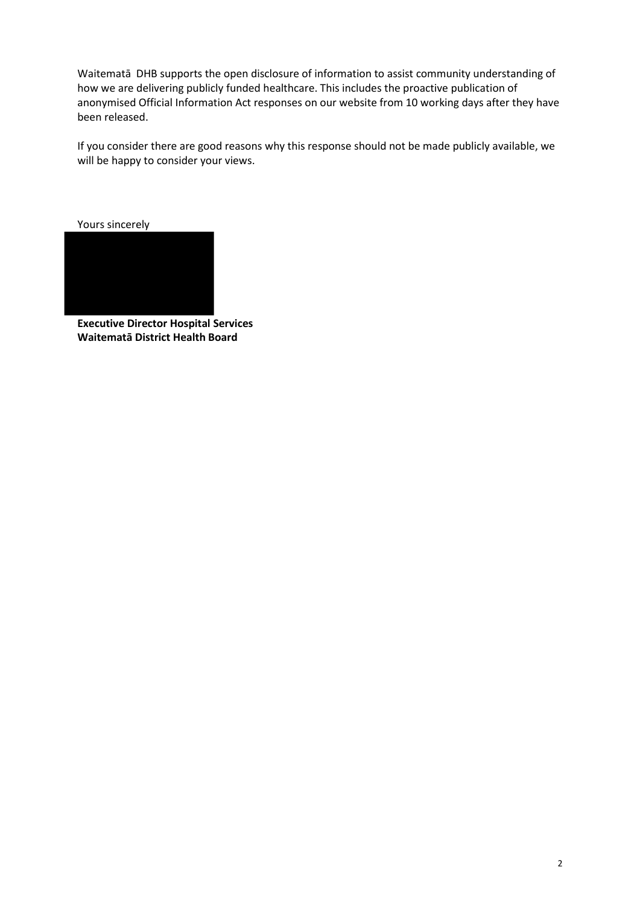Waitematā DHB supports the open disclosure of information to assist community understanding of how we are delivering publicly funded healthcare. This includes the proactive publication of anonymised Official Information Act responses on our website from 10 working days after they have been released.

If you consider there are good reasons why this response should not be made publicly available, we will be happy to consider your views.

Yours sincerely

**Executive Director Hospital Services**
**Waitematā District Health Board**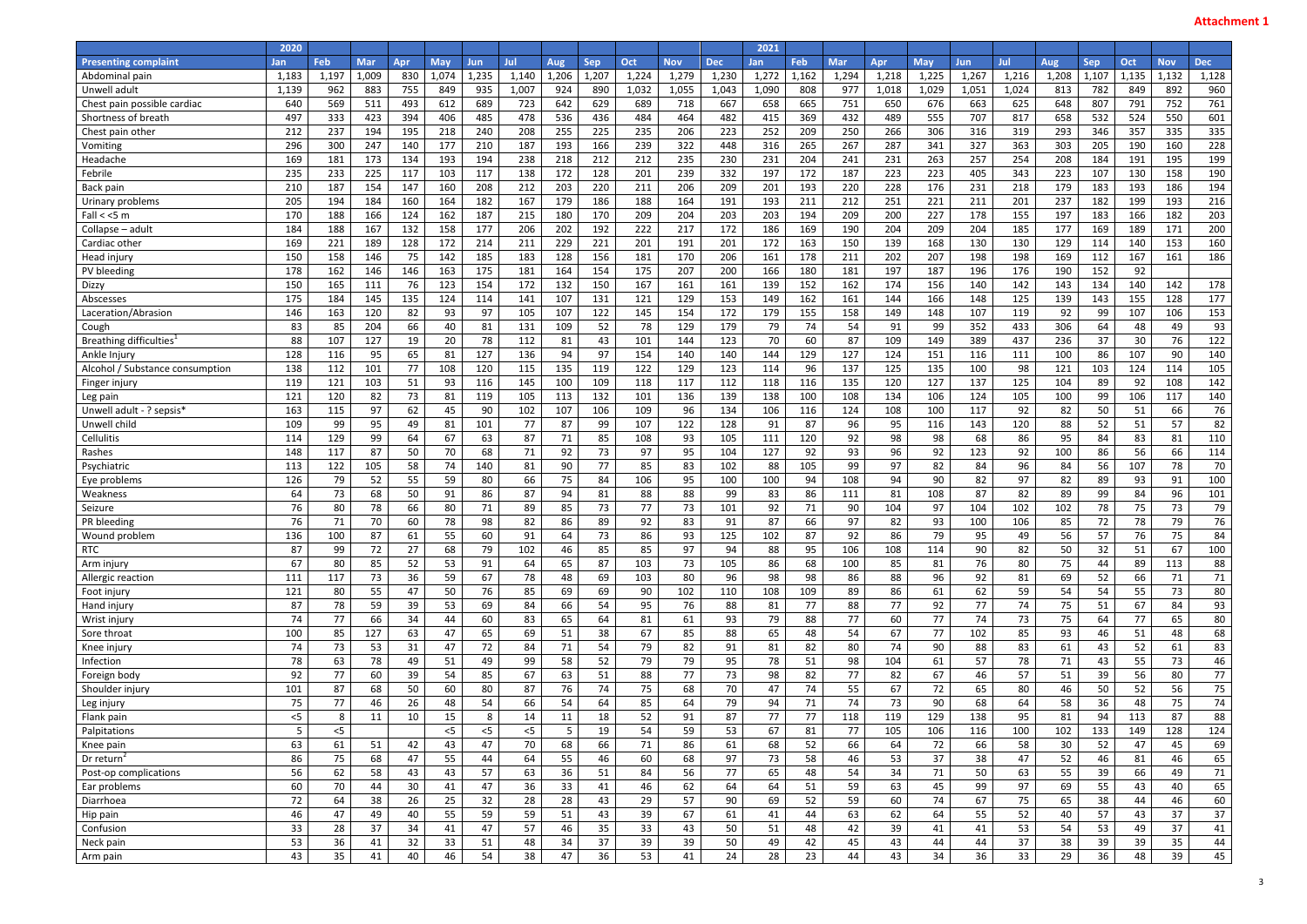**Attachment 1**

| | 2020 | | | | | | | | | | | | 2021 | | | | | | | | | | | |
|---|---|---|---|---|---|---|---|---|---|---|---|---|---|---|---|---|---|---|---|---|---|---|---|---|
| **Presenting complaint** | **Jan** | **Feb** | **Mar** | **Apr** | **May** | **Jun** | **Jul** | **Aug** | **Sep** | **Oct** | **Nov** | **Dec** | **Jan** | **Feb** | **Mar** | **Apr** | **May** | **Jun** | **Jul** | **Aug** | **Sep** | **Oct** | **Nov** | **Dec** |
| Abdominal pain | 1,183 | 1,197 | 1,009 | 830 | 1,074 | 1,235 | 1,140 | 1,206 | 1,207 | 1,224 | 1,279 | 1,230 | 1,272 | 1,162 | 1,294 | 1,218 | 1,225 | 1,267 | 1,216 | 1,208 | 1,107 | 1,135 | 1,132 | 1,128 |
| Unwell adult | 1,139 | 962 | 883 | 755 | 849 | 935 | 1,007 | 924 | 890 | 1,032 | 1,055 | 1,043 | 1,090 | 808 | 977 | 1,018 | 1,029 | 1,051 | 1,024 | 813 | 782 | 849 | 892 | 960 |
| Chest pain possible cardiac | 640 | 569 | 511 | 493 | 612 | 689 | 723 | 642 | 629 | 689 | 718 | 667 | 658 | 665 | 751 | 650 | 676 | 663 | 625 | 648 | 807 | 791 | 752 | 761 |
| Shortness of breath | 497 | 333 | 423 | 394 | 406 | 485 | 478 | 536 | 436 | 484 | 464 | 482 | 415 | 369 | 432 | 489 | 555 | 707 | 817 | 658 | 532 | 524 | 550 | 601 |
| Chest pain other | 212 | 237 | 194 | 195 | 218 | 240 | 208 | 255 | 225 | 235 | 206 | 223 | 252 | 209 | 250 | 266 | 306 | 316 | 319 | 293 | 346 | 357 | 335 | 335 |
| Vomiting | 296 | 300 | 247 | 140 | 177 | 210 | 187 | 193 | 166 | 239 | 322 | 448 | 316 | 265 | 267 | 287 | 341 | 327 | 363 | 303 | 205 | 190 | 160 | 228 |
| Headache | 169 | 181 | 173 | 134 | 193 | 194 | 238 | 218 | 212 | 212 | 235 | 230 | 231 | 204 | 241 | 231 | 263 | 257 | 254 | 208 | 184 | 191 | 195 | 199 |
| Febrile | 235 | 233 | 225 | 117 | 103 | 117 | 138 | 172 | 128 | 201 | 239 | 332 | 197 | 172 | 187 | 223 | 223 | 405 | 343 | 223 | 107 | 130 | 158 | 190 |
| Back pain | 210 | 187 | 154 | 147 | 160 | 208 | 212 | 203 | 220 | 211 | 206 | 209 | 201 | 193 | 220 | 228 | 176 | 231 | 218 | 179 | 183 | 193 | 186 | 194 |
| Urinary problems | 205 | 194 | 184 | 160 | 164 | 182 | 167 | 179 | 186 | 188 | 164 | 191 | 193 | 211 | 212 | 251 | 221 | 211 | 201 | 237 | 182 | 199 | 193 | 216 |
| Fall < <5 m | 170 | 188 | 166 | 124 | 162 | 187 | 215 | 180 | 170 | 209 | 204 | 203 | 203 | 194 | 209 | 200 | 227 | 178 | 155 | 197 | 183 | 166 | 182 | 203 |
| Collapse – adult | 184 | 188 | 167 | 132 | 158 | 177 | 206 | 202 | 192 | 222 | 217 | 172 | 186 | 169 | 190 | 204 | 209 | 204 | 185 | 177 | 169 | 189 | 171 | 200 |
| Cardiac other | 169 | 221 | 189 | 128 | 172 | 214 | 211 | 229 | 221 | 201 | 191 | 201 | 172 | 163 | 150 | 139 | 168 | 130 | 130 | 129 | 114 | 140 | 153 | 160 |
| Head injury | 150 | 158 | 146 | 75 | 142 | 185 | 183 | 128 | 156 | 181 | 170 | 206 | 161 | 178 | 211 | 202 | 207 | 198 | 198 | 169 | 112 | 167 | 161 | 186 |
| PV bleeding | 178 | 162 | 146 | 146 | 163 | 175 | 181 | 164 | 154 | 175 | 207 | 200 | 166 | 180 | 181 | 197 | 187 | 196 | 176 | 190 | 152 | 92 | | |
| Dizzy | 150 | 165 | 111 | 76 | 123 | 154 | 172 | 132 | 150 | 167 | 161 | 161 | 139 | 152 | 162 | 174 | 156 | 140 | 142 | 143 | 134 | 140 | 142 | 178 |
| Abscesses | 175 | 184 | 145 | 135 | 124 | 114 | 141 | 107 | 131 | 121 | 129 | 153 | 149 | 162 | 161 | 144 | 166 | 148 | 125 | 139 | 143 | 155 | 128 | 177 |
| Laceration/Abrasion | 146 | 163 | 120 | 82 | 93 | 97 | 105 | 107 | 122 | 145 | 154 | 172 | 179 | 155 | 158 | 149 | 148 | 107 | 119 | 92 | 99 | 107 | 106 | 153 |
| Cough | 83 | 85 | 204 | 66 | 40 | 81 | 131 | 109 | 52 | 78 | 129 | 179 | 79 | 74 | 54 | 91 | 99 | 352 | 433 | 306 | 64 | 48 | 49 | 93 |
| Breathing difficulties[1] | 88 | 107 | 127 | 19 | 20 | 78 | 112 | 81 | 43 | 101 | 144 | 123 | 70 | 60 | 87 | 109 | 149 | 389 | 437 | 236 | 37 | 30 | 76 | 122 |
| Ankle Injury | 128 | 116 | 95 | 65 | 81 | 127 | 136 | 94 | 97 | 154 | 140 | 140 | 144 | 129 | 127 | 124 | 151 | 116 | 111 | 100 | 86 | 107 | 90 | 140 |
| Alcohol / Substance consumption | 138 | 112 | 101 | 77 | 108 | 120 | 115 | 135 | 119 | 122 | 129 | 123 | 114 | 96 | 137 | 125 | 135 | 100 | 98 | 121 | 103 | 124 | 114 | 105 |
| Finger injury | 119 | 121 | 103 | 51 | 93 | 116 | 145 | 100 | 109 | 118 | 117 | 112 | 118 | 116 | 135 | 120 | 127 | 137 | 125 | 104 | 89 | 92 | 108 | 142 |
| Leg pain | 121 | 120 | 82 | 73 | 81 | 119 | 105 | 113 | 132 | 101 | 136 | 139 | 138 | 100 | 108 | 134 | 106 | 124 | 105 | 100 | 99 | 106 | 117 | 140 |
| Unwell adult - ? sepsis* | 163 | 115 | 97 | 62 | 45 | 90 | 102 | 107 | 106 | 109 | 96 | 134 | 106 | 116 | 124 | 108 | 100 | 117 | 92 | 82 | 50 | 51 | 66 | 76 |
| Unwell child | 109 | 99 | 95 | 49 | 81 | 101 | 77 | 87 | 99 | 107 | 122 | 128 | 91 | 87 | 96 | 95 | 116 | 143 | 120 | 88 | 52 | 51 | 57 | 82 |
| Cellulitis | 114 | 129 | 99 | 64 | 67 | 63 | 87 | 71 | 85 | 108 | 93 | 105 | 111 | 120 | 92 | 98 | 98 | 68 | 86 | 95 | 84 | 83 | 81 | 110 |
| Rashes | 148 | 117 | 87 | 50 | 70 | 68 | 71 | 92 | 73 | 97 | 95 | 104 | 127 | 92 | 93 | 96 | 92 | 123 | 92 | 100 | 86 | 56 | 66 | 114 |
| Psychiatric | 113 | 122 | 105 | 58 | 74 | 140 | 81 | 90 | 77 | 85 | 83 | 102 | 88 | 105 | 99 | 97 | 82 | 84 | 96 | 84 | 56 | 107 | 78 | 70 |
| Eye problems | 126 | 79 | 52 | 55 | 59 | 80 | 66 | 75 | 84 | 106 | 95 | 100 | 100 | 94 | 108 | 94 | 90 | 82 | 97 | 82 | 89 | 93 | 91 | 100 |
| Weakness | 64 | 73 | 68 | 50 | 91 | 86 | 87 | 94 | 81 | 88 | 88 | 99 | 83 | 86 | 111 | 81 | 108 | 87 | 82 | 89 | 99 | 84 | 96 | 101 |
| Seizure | 76 | 80 | 78 | 66 | 80 | 71 | 89 | 85 | 73 | 77 | 73 | 101 | 92 | 71 | 90 | 104 | 97 | 104 | 102 | 102 | 78 | 75 | 73 | 79 |
| PR bleeding | 76 | 71 | 70 | 60 | 78 | 98 | 82 | 86 | 89 | 92 | 83 | 91 | 87 | 66 | 97 | 82 | 93 | 100 | 106 | 85 | 72 | 78 | 79 | 76 |
| Wound problem | 136 | 100 | 87 | 61 | 55 | 60 | 91 | 64 | 73 | 86 | 93 | 125 | 102 | 87 | 92 | 86 | 79 | 95 | 49 | 56 | 57 | 76 | 75 | 84 |
| RTC | 87 | 99 | 72 | 27 | 68 | 79 | 102 | 46 | 85 | 85 | 97 | 94 | 88 | 95 | 106 | 108 | 114 | 90 | 82 | 50 | 32 | 51 | 67 | 100 |
| Arm injury | 67 | 80 | 85 | 52 | 53 | 91 | 64 | 65 | 87 | 103 | 73 | 105 | 86 | 68 | 100 | 85 | 81 | 76 | 80 | 75 | 44 | 89 | 113 | 88 |
| Allergic reaction | 111 | 117 | 73 | 36 | 59 | 67 | 78 | 48 | 69 | 103 | 80 | 96 | 98 | 98 | 86 | 88 | 96 | 92 | 81 | 69 | 52 | 66 | 71 | 71 |
| Foot injury | 121 | 80 | 55 | 47 | 50 | 76 | 85 | 69 | 69 | 90 | 102 | 110 | 108 | 109 | 89 | 86 | 61 | 62 | 59 | 54 | 54 | 55 | 73 | 80 |
| Hand injury | 87 | 78 | 59 | 39 | 53 | 69 | 84 | 66 | 54 | 95 | 76 | 88 | 81 | 77 | 88 | 77 | 92 | 77 | 74 | 75 | 51 | 67 | 84 | 93 |
| Wrist injury | 74 | 77 | 66 | 34 | 44 | 60 | 83 | 65 | 64 | 81 | 61 | 93 | 79 | 88 | 77 | 60 | 77 | 74 | 73 | 75 | 64 | 77 | 65 | 80 |
| Sore throat | 100 | 85 | 127 | 63 | 47 | 65 | 69 | 51 | 38 | 67 | 85 | 88 | 65 | 48 | 54 | 67 | 77 | 102 | 85 | 93 | 46 | 51 | 48 | 68 |
| Knee injury | 74 | 73 | 53 | 31 | 47 | 72 | 84 | 71 | 54 | 79 | 82 | 91 | 81 | 82 | 80 | 74 | 90 | 88 | 83 | 61 | 43 | 52 | 61 | 83 |
| Infection | 78 | 63 | 78 | 49 | 51 | 49 | 99 | 58 | 52 | 79 | 79 | 95 | 78 | 51 | 98 | 104 | 61 | 57 | 78 | 71 | 43 | 55 | 73 | 46 |
| Foreign body | 92 | 77 | 60 | 39 | 54 | 85 | 67 | 63 | 51 | 88 | 77 | 73 | 98 | 82 | 77 | 82 | 67 | 46 | 57 | 51 | 39 | 56 | 80 | 77 |
| Shoulder injury | 101 | 87 | 68 | 50 | 60 | 80 | 87 | 76 | 74 | 75 | 68 | 70 | 47 | 74 | 55 | 67 | 72 | 65 | 80 | 46 | 50 | 52 | 56 | 75 |
| Leg injury | 75 | 77 | 46 | 26 | 48 | 54 | 66 | 54 | 64 | 85 | 64 | 79 | 94 | 71 | 74 | 73 | 90 | 68 | 64 | 58 | 36 | 48 | 75 | 74 |
| Flank pain | <5 | 8 | 11 | 10 | 15 | 8 | 14 | 11 | 18 | 52 | 91 | 87 | 77 | 77 | 118 | 119 | 129 | 138 | 95 | 81 | 94 | 113 | 87 | 88 |
| Palpitations | 5 | <5 | | | <5 | <5 | <5 | 5 | 19 | 54 | 59 | 53 | 67 | 81 | 77 | 105 | 106 | 116 | 100 | 102 | 133 | 149 | 128 | 124 |
| Knee pain | 63 | 61 | 51 | 42 | 43 | 47 | 70 | 68 | 66 | 71 | 86 | 61 | 68 | 52 | 66 | 64 | 72 | 66 | 58 | 30 | 52 | 47 | 45 | 69 |
| Dr return[2] | 86 | 75 | 68 | 47 | 55 | 44 | 64 | 55 | 46 | 60 | 68 | 97 | 73 | 58 | 46 | 53 | 37 | 38 | 47 | 52 | 46 | 81 | 46 | 65 |
| Post-op complications | 56 | 62 | 58 | 43 | 43 | 57 | 63 | 36 | 51 | 84 | 56 | 77 | 65 | 48 | 54 | 34 | 71 | 50 | 63 | 55 | 39 | 66 | 49 | 71 |
| Ear problems | 60 | 70 | 44 | 30 | 41 | 47 | 36 | 33 | 41 | 46 | 62 | 64 | 64 | 51 | 59 | 63 | 45 | 99 | 97 | 69 | 55 | 43 | 40 | 65 |
| Diarrhoea | 72 | 64 | 38 | 26 | 25 | 32 | 28 | 28 | 43 | 29 | 57 | 90 | 69 | 52 | 59 | 60 | 74 | 67 | 75 | 65 | 38 | 44 | 46 | 60 |
| Hip pain | 46 | 47 | 49 | 40 | 55 | 59 | 59 | 51 | 43 | 39 | 67 | 61 | 41 | 44 | 63 | 62 | 64 | 55 | 52 | 40 | 57 | 43 | 37 | 37 |
| Confusion | 33 | 28 | 37 | 34 | 41 | 47 | 57 | 46 | 35 | 33 | 43 | 50 | 51 | 48 | 42 | 39 | 41 | 41 | 53 | 54 | 53 | 49 | 37 | 41 |
| Neck pain | 53 | 36 | 41 | 32 | 33 | 51 | 48 | 34 | 37 | 39 | 39 | 50 | 49 | 42 | 45 | 43 | 44 | 44 | 37 | 38 | 39 | 39 | 35 | 44 |
| Arm pain | 43 | 35 | 41 | 40 | 46 | 54 | 38 | 47 | 36 | 53 | 41 | 24 | 28 | 23 | 44 | 43 | 34 | 36 | 33 | 29 | 36 | 48 | 39 | 45 |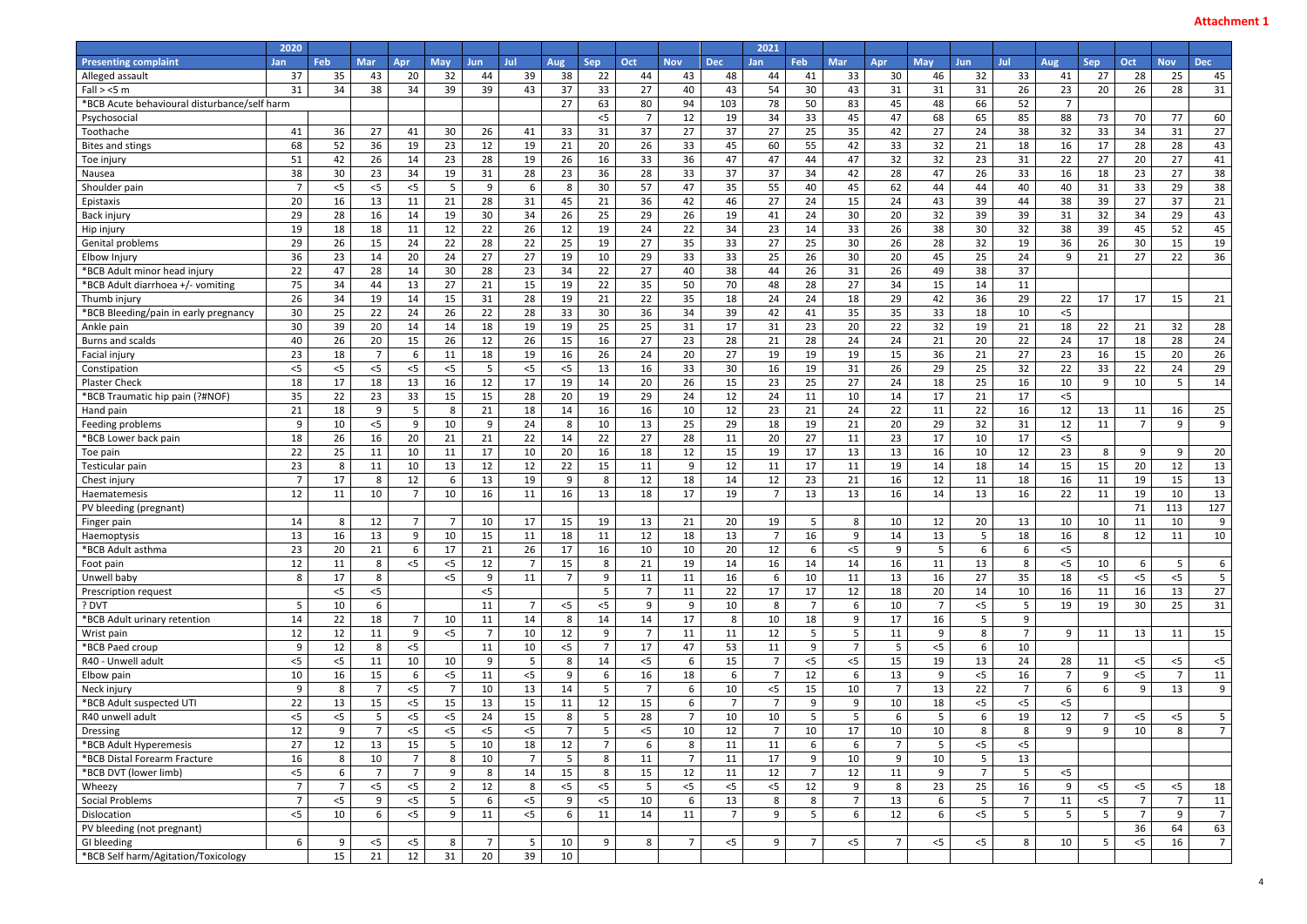**Attachment 1**

| | 2020 | | | | | | | | | | | | 2021 | | | | | | | | | | | |
|---|---|---|---|---|---|---|---|---|---|---|---|---|---|---|---|---|---|---|---|---|---|---|---|---|
| **Presenting complaint** | **Jan** | **Feb** | **Mar** | **Apr** | **May** | **Jun** | **Jul** | **Aug** | **Sep** | **Oct** | **Nov** | **Dec** | **Jan** | **Feb** | **Mar** | **Apr** | **May** | **Jun** | **Jul** | **Aug** | **Sep** | **Oct** | **Nov** | **Dec** |
| Alleged assault | 37 | 35 | 43 | 20 | 32 | 44 | 39 | 38 | 22 | 44 | 43 | 48 | 44 | 41 | 33 | 30 | 46 | 32 | 33 | 41 | 27 | 28 | 25 | 45 |
| Fall > <5 m | 31 | 34 | 38 | 34 | 39 | 39 | 43 | 37 | 33 | 27 | 40 | 43 | 54 | 30 | 43 | 31 | 31 | 31 | 26 | 23 | 20 | 26 | 28 | 31 |
| *BCB Acute behavioural disturbance/self harm | | | | | | | | 27 | 63 | 80 | 94 | 103 | 78 | 50 | 83 | 45 | 48 | 66 | 52 | 7 | | | | |
| Psychosocial | | | | | | | | | <5 | 7 | 12 | 19 | 34 | 33 | 45 | 47 | 68 | 65 | 85 | 88 | 73 | 70 | 77 | 60 |
| Toothache | 41 | 36 | 27 | 41 | 30 | 26 | 41 | 33 | 31 | 37 | 27 | 37 | 27 | 25 | 35 | 42 | 27 | 24 | 38 | 32 | 33 | 34 | 31 | 27 |
| Bites and stings | 68 | 52 | 36 | 19 | 23 | 12 | 19 | 21 | 20 | 26 | 33 | 45 | 60 | 55 | 42 | 33 | 32 | 21 | 18 | 16 | 17 | 28 | 28 | 43 |
| Toe injury | 51 | 42 | 26 | 14 | 23 | 28 | 19 | 26 | 16 | 33 | 36 | 47 | 47 | 44 | 47 | 32 | 32 | 23 | 31 | 22 | 27 | 20 | 27 | 41 |
| Nausea | 38 | 30 | 23 | 34 | 19 | 31 | 28 | 23 | 36 | 28 | 33 | 37 | 37 | 34 | 42 | 28 | 47 | 26 | 33 | 16 | 18 | 23 | 27 | 38 |
| Shoulder pain | 7 | <5 | <5 | <5 | 5 | 9 | 6 | 8 | 30 | 57 | 47 | 35 | 55 | 40 | 45 | 62 | 44 | 44 | 40 | 40 | 31 | 33 | 29 | 38 |
| Epistaxis | 20 | 16 | 13 | 11 | 21 | 28 | 31 | 45 | 21 | 36 | 42 | 46 | 27 | 24 | 15 | 24 | 43 | 39 | 44 | 38 | 39 | 27 | 37 | 21 |
| Back injury | 29 | 28 | 16 | 14 | 19 | 30 | 34 | 26 | 25 | 29 | 26 | 19 | 41 | 24 | 30 | 20 | 32 | 39 | 39 | 31 | 32 | 34 | 29 | 43 |
| Hip injury | 19 | 18 | 18 | 11 | 12 | 22 | 26 | 12 | 19 | 24 | 22 | 34 | 23 | 14 | 33 | 26 | 38 | 30 | 32 | 38 | 39 | 45 | 52 | 45 |
| Genital problems | 29 | 26 | 15 | 24 | 22 | 28 | 22 | 25 | 19 | 27 | 35 | 33 | 27 | 25 | 30 | 26 | 28 | 32 | 19 | 36 | 26 | 30 | 15 | 19 |
| Elbow Injury | 36 | 23 | 14 | 20 | 24 | 27 | 27 | 19 | 10 | 29 | 33 | 33 | 25 | 26 | 30 | 20 | 45 | 25 | 24 | 9 | 21 | 27 | 22 | 36 |
| *BCB Adult minor head injury | 22 | 47 | 28 | 14 | 30 | 28 | 23 | 34 | 22 | 27 | 40 | 38 | 44 | 26 | 31 | 26 | 49 | 38 | 37 | | | | | |
| *BCB Adult diarrhoea +/- vomiting | 75 | 34 | 44 | 13 | 27 | 21 | 15 | 19 | 22 | 35 | 50 | 70 | 48 | 28 | 27 | 34 | 15 | 14 | 11 | | | | | |
| Thumb injury | 26 | 34 | 19 | 14 | 15 | 31 | 28 | 19 | 21 | 22 | 35 | 18 | 24 | 24 | 18 | 29 | 42 | 36 | 29 | 22 | 17 | 17 | 15 | 21 |
| *BCB Bleeding/pain in early pregnancy | 30 | 25 | 22 | 24 | 26 | 22 | 28 | 33 | 30 | 36 | 34 | 39 | 42 | 41 | 35 | 35 | 33 | 18 | 10 | <5 | | | | |
| Ankle pain | 30 | 39 | 20 | 14 | 14 | 18 | 19 | 19 | 25 | 25 | 31 | 17 | 31 | 23 | 20 | 22 | 32 | 19 | 21 | 18 | 22 | 21 | 32 | 28 |
| Burns and scalds | 40 | 26 | 20 | 15 | 26 | 12 | 26 | 15 | 16 | 27 | 23 | 28 | 21 | 28 | 24 | 24 | 21 | 20 | 22 | 24 | 17 | 18 | 28 | 24 |
| Facial injury | 23 | 18 | 7 | 6 | 11 | 18 | 19 | 16 | 26 | 24 | 20 | 27 | 19 | 19 | 19 | 15 | 36 | 21 | 27 | 23 | 16 | 15 | 20 | 26 |
| Constipation | <5 | <5 | <5 | <5 | <5 | 5 | <5 | <5 | 13 | 16 | 33 | 30 | 16 | 19 | 31 | 26 | 29 | 25 | 32 | 22 | 33 | 22 | 24 | 29 |
| Plaster Check | 18 | 17 | 18 | 13 | 16 | 12 | 17 | 19 | 14 | 20 | 26 | 15 | 23 | 25 | 27 | 24 | 18 | 25 | 16 | 10 | 9 | 10 | 5 | 14 |
| *BCB Traumatic hip pain (?#NOF) | 35 | 22 | 23 | 33 | 15 | 15 | 28 | 20 | 19 | 29 | 24 | 12 | 24 | 11 | 10 | 14 | 17 | 21 | 17 | <5 | | | | |
| Hand pain | 21 | 18 | 9 | 5 | 8 | 21 | 18 | 14 | 16 | 16 | 10 | 12 | 23 | 21 | 24 | 22 | 11 | 22 | 16 | 12 | 13 | 11 | 16 | 25 |
| Feeding problems | 9 | 10 | <5 | 9 | 10 | 9 | 24 | 8 | 10 | 13 | 25 | 29 | 18 | 19 | 21 | 20 | 29 | 32 | 31 | 12 | 11 | 7 | 9 | 9 |
| *BCB Lower back pain | 18 | 26 | 16 | 20 | 21 | 21 | 22 | 14 | 22 | 27 | 28 | 11 | 20 | 27 | 11 | 23 | 17 | 10 | 17 | <5 | | | | |
| Toe pain | 22 | 25 | 11 | 10 | 11 | 17 | 10 | 20 | 16 | 18 | 12 | 15 | 19 | 17 | 13 | 13 | 16 | 10 | 12 | 23 | 8 | 9 | 9 | 20 |
| Testicular pain | 23 | 8 | 11 | 10 | 13 | 12 | 12 | 22 | 15 | 11 | 9 | 12 | 11 | 17 | 11 | 19 | 14 | 18 | 14 | 15 | 15 | 20 | 12 | 13 |
| Chest injury | 7 | 17 | 8 | 12 | 6 | 13 | 19 | 9 | 8 | 12 | 18 | 14 | 12 | 23 | 21 | 16 | 12 | 11 | 18 | 16 | 11 | 19 | 15 | 13 |
| Haematemesis | 12 | 11 | 10 | 7 | 10 | 16 | 11 | 16 | 13 | 18 | 17 | 19 | 7 | 13 | 13 | 16 | 14 | 13 | 16 | 22 | 11 | 19 | 10 | 13 |
| PV bleeding (pregnant) | | | | | | | | | | | | | | | | | | | | | | 71 | 113 | 127 |
| Finger pain | 14 | 8 | 12 | 7 | 7 | 10 | 17 | 15 | 19 | 13 | 21 | 20 | 19 | 5 | 8 | 10 | 12 | 20 | 13 | 10 | 10 | 11 | 10 | 9 |
| Haemoptysis | 13 | 16 | 13 | 9 | 10 | 15 | 11 | 18 | 11 | 12 | 18 | 13 | 7 | 16 | 9 | 14 | 13 | 5 | 18 | 16 | 8 | 12 | 11 | 10 |
| *BCB Adult asthma | 23 | 20 | 21 | 6 | 17 | 21 | 26 | 17 | 16 | 10 | 10 | 20 | 12 | 6 | <5 | 9 | 5 | 6 | 6 | <5 | | | | |
| Foot pain | 12 | 11 | 8 | <5 | <5 | 12 | 7 | 15 | 8 | 21 | 19 | 14 | 16 | 14 | 14 | 16 | 11 | 13 | 8 | <5 | 10 | 6 | 5 | 6 |
| Unwell baby | 8 | 17 | 8 | | <5 | 9 | 11 | 7 | 9 | 11 | 11 | 16 | 6 | 10 | 11 | 13 | 16 | 27 | 35 | 18 | <5 | <5 | <5 | 5 |
| Prescription request | | <5 | <5 | | | <5 | | | 5 | 7 | 11 | 22 | 17 | 17 | 12 | 18 | 20 | 14 | 10 | 16 | 11 | 16 | 13 | 27 |
| ? DVT | 5 | 10 | 6 | | | 11 | 7 | <5 | <5 | 9 | 9 | 10 | 8 | 7 | 6 | 10 | 7 | <5 | 5 | 19 | 19 | 30 | 25 | 31 |
| *BCB Adult urinary retention | 14 | 22 | 18 | 7 | 10 | 11 | 14 | 8 | 14 | 14 | 17 | 8 | 10 | 18 | 9 | 17 | 16 | 5 | 9 | | | | | |
| Wrist pain | 12 | 12 | 11 | 9 | <5 | 7 | 10 | 12 | 9 | 7 | 11 | 11 | 12 | 5 | 5 | 11 | 9 | 8 | 7 | 9 | 11 | 13 | 11 | 15 |
| *BCB Paed croup | 9 | 12 | 8 | <5 | | 11 | 10 | <5 | 7 | 17 | 47 | 53 | 11 | 9 | 7 | 5 | <5 | 6 | 10 | | | | | |
| R40 - Unwell adult | <5 | <5 | 11 | 10 | 10 | 9 | 5 | 8 | 14 | <5 | 6 | 15 | 7 | <5 | <5 | 15 | 19 | 13 | 24 | 28 | 11 | <5 | <5 | <5 |
| Elbow pain | 10 | 16 | 15 | 6 | <5 | 11 | <5 | 9 | 6 | 16 | 18 | 6 | 7 | 12 | 6 | 13 | 9 | <5 | 16 | 7 | 9 | <5 | 7 | 11 |
| Neck injury | 9 | 8 | 7 | <5 | 7 | 10 | 13 | 14 | 5 | 7 | 6 | 10 | <5 | 15 | 10 | 7 | 13 | 22 | 7 | 6 | 6 | 9 | 13 | 9 |
| *BCB Adult suspected UTI | 22 | 13 | 15 | <5 | 15 | 13 | 15 | 11 | 12 | 15 | 6 | 7 | 7 | 9 | 9 | 10 | 18 | <5 | <5 | <5 | | | | |
| R40 unwell adult | <5 | <5 | 5 | <5 | <5 | 24 | 15 | 8 | 5 | 28 | 7 | 10 | 10 | 5 | 5 | 6 | 5 | 6 | 19 | 12 | 7 | <5 | <5 | 5 |
| Dressing | 12 | 9 | 7 | <5 | <5 | <5 | <5 | 7 | 5 | <5 | 10 | 12 | 7 | 10 | 17 | 10 | 10 | 8 | 8 | 9 | 9 | 10 | 8 | 7 |
| *BCB Adult Hyperemesis | 27 | 12 | 13 | 15 | 5 | 10 | 18 | 12 | 7 | 6 | 8 | 11 | 11 | 6 | 6 | 7 | 5 | <5 | <5 | | | | | |
| *BCB Distal Forearm Fracture | 16 | 8 | 10 | 7 | 8 | 10 | 7 | 5 | 8 | 11 | 7 | 11 | 17 | 9 | 10 | 9 | 10 | 5 | 13 | | | | | |
| *BCB DVT (lower limb) | <5 | 6 | 7 | 7 | 9 | 8 | 14 | 15 | 8 | 15 | 12 | 11 | 12 | 7 | 12 | 11 | 9 | 7 | 5 | <5 | | | | |
| Wheezy | 7 | 7 | <5 | <5 | 2 | 12 | 8 | <5 | <5 | 5 | <5 | <5 | <5 | 12 | 9 | 8 | 23 | 25 | 16 | 9 | <5 | <5 | <5 | 18 |
| Social Problems | 7 | <5 | 9 | <5 | 5 | 6 | <5 | 9 | <5 | 10 | 6 | 13 | 8 | 8 | 7 | 13 | 6 | 5 | 7 | 11 | <5 | 7 | 7 | 11 |
| Dislocation | <5 | 10 | 6 | <5 | 9 | 11 | <5 | 6 | 11 | 14 | 11 | 7 | 9 | 5 | 6 | 12 | 6 | <5 | 5 | 5 | 5 | 7 | 9 | 7 |
| PV bleeding (not pregnant) | | | | | | | | | | | | | | | | | | | | | | 36 | 64 | 63 |
| GI bleeding | 6 | 9 | <5 | <5 | 8 | 7 | 5 | 10 | 9 | 8 | 7 | <5 | 9 | 7 | <5 | 7 | <5 | <5 | 8 | 10 | 5 | <5 | 16 | 7 |
| *BCB Self harm/Agitation/Toxicology | | 15 | 21 | 12 | 31 | 20 | 39 | 10 | | | | | | | | | | | | | | | | |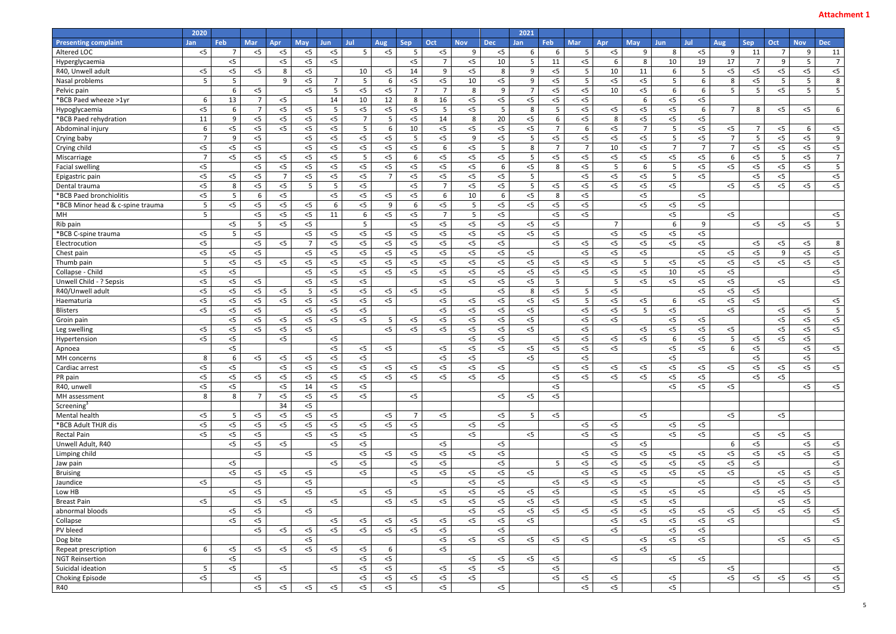**Attachment 1**

| | 2020 | | | | | | | | | | | | 2021 | | | | | | | | | | | |
|---|---|---|---|---|---|---|---|---|---|---|---|---|---|---|---|---|---|---|---|---|---|---|---|---|
| **Presenting complaint** | **Jan** | **Feb** | **Mar** | **Apr** | **May** | **Jun** | **Jul** | **Aug** | **Sep** | **Oct** | **Nov** | **Dec** | **Jan** | **Feb** | **Mar** | **Apr** | **May** | **Jun** | **Jul** | **Aug** | **Sep** | **Oct** | **Nov** | **Dec** |
| Altered LOC | <5 | 7 | <5 | <5 | <5 | <5 | 5 | <5 | 5 | <5 | 9 | <5 | 6 | 6 | 5 | <5 | 9 | 8 | <5 | 9 | 11 | 7 | 9 | 11 |
| Hyperglycaemia | | <5 | | <5 | <5 | <5 | | | <5 | 7 | <5 | 10 | 5 | 11 | <5 | 6 | 8 | 10 | 19 | 17 | 7 | 9 | 5 | 7 |
| R40, Unwell adult | <5 | <5 | <5 | 8 | <5 | | 10 | <5 | 14 | 9 | <5 | 8 | 9 | <5 | 5 | 10 | 11 | 6 | 5 | <5 | <5 | <5 | <5 | <5 |
| Nasal problems | 5 | 5 | | 9 | <5 | 7 | 5 | 6 | <5 | <5 | 10 | <5 | 9 | <5 | 5 | <5 | <5 | 5 | 6 | 8 | <5 | 5 | 5 | 8 |
| Pelvic pain | | 6 | <5 | | <5 | 5 | <5 | <5 | 7 | 7 | 8 | 9 | 7 | <5 | <5 | 10 | <5 | 6 | 6 | 5 | 5 | <5 | 5 | 5 |
| *BCB Paed wheeze >1yr | 6 | 13 | 7 | <5 | | 14 | 10 | 12 | 8 | 16 | <5 | <5 | <5 | <5 | <5 | | 6 | <5 | <5 | | | | | |
| Hypoglycaemia | <5 | 6 | 7 | <5 | <5 | 5 | <5 | <5 | <5 | 5 | <5 | 5 | 8 | 5 | <5 | <5 | <5 | <5 | 6 | 7 | 8 | <5 | <5 | 6 |
| *BCB Paed rehydration | 11 | 9 | <5 | <5 | <5 | <5 | 7 | 5 | <5 | 14 | 8 | 20 | <5 | 6 | <5 | 8 | <5 | <5 | <5 | | | | | |
| Abdominal injury | 6 | <5 | <5 | <5 | <5 | <5 | 5 | 6 | 10 | <5 | <5 | <5 | <5 | 7 | 6 | <5 | 7 | 5 | <5 | <5 | 7 | <5 | 6 | <5 |
| Crying baby | 7 | 9 | <5 | | <5 | <5 | <5 | <5 | 5 | <5 | 9 | <5 | 5 | <5 | <5 | <5 | <5 | 5 | <5 | 7 | 5 | <5 | <5 | 9 |
| Crying child | <5 | <5 | <5 | | <5 | <5 | <5 | <5 | <5 | 6 | <5 | 5 | 8 | 7 | 7 | 10 | <5 | 7 | 7 | 7 | <5 | <5 | <5 | <5 |
| Miscarriage | 7 | <5 | <5 | <5 | <5 | <5 | 5 | <5 | 6 | <5 | <5 | <5 | 5 | <5 | <5 | <5 | <5 | <5 | <5 | 6 | <5 | 5 | <5 | 7 |
| Facial swelling | <5 | | <5 | <5 | <5 | <5 | <5 | <5 | <5 | <5 | <5 | 6 | <5 | 8 | <5 | 5 | 6 | 5 | <5 | <5 | <5 | <5 | <5 | 5 |
| Epigastric pain | <5 | <5 | <5 | 7 | <5 | <5 | <5 | 7 | <5 | <5 | <5 | <5 | 5 | | <5 | <5 | <5 | 5 | <5 | | <5 | <5 | | <5 |
| Dental trauma | <5 | 8 | <5 | <5 | 5 | 5 | <5 | | <5 | 7 | <5 | <5 | 5 | <5 | <5 | <5 | <5 | <5 | | <5 | <5 | <5 | <5 | <5 |
| *BCB Paed bronchiolitis | <5 | 5 | 6 | <5 | | <5 | <5 | <5 | <5 | 6 | 10 | 6 | <5 | 8 | <5 | | <5 | | <5 | | | | | |
| *BCB Minor head & c-spine trauma | 5 | <5 | <5 | <5 | <5 | 6 | <5 | 9 | 6 | <5 | 5 | <5 | <5 | <5 | <5 | | <5 | <5 | <5 | | | | | |
| MH | 5 | | <5 | <5 | <5 | 11 | 6 | <5 | <5 | 7 | 5 | <5 | | <5 | <5 | | | <5 | | <5 | | | | <5 |
| Rib pain | | <5 | 5 | <5 | <5 | | 5 | | <5 | <5 | <5 | <5 | <5 | <5 | | 7 | | 6 | 9 | | <5 | <5 | <5 | 5 |
| *BCB C-spine trauma | <5 | 5 | <5 | | <5 | <5 | <5 | <5 | <5 | <5 | <5 | <5 | <5 | <5 | | <5 | <5 | <5 | <5 | | | | | |
| Electrocution | <5 | | <5 | <5 | 7 | <5 | <5 | <5 | <5 | <5 | <5 | <5 | | <5 | <5 | <5 | <5 | <5 | <5 | | <5 | <5 | <5 | 8 |
| Chest pain | <5 | <5 | <5 | | <5 | <5 | <5 | <5 | <5 | <5 | <5 | <5 | <5 | | <5 | <5 | <5 | | <5 | <5 | <5 | 9 | <5 | <5 |
| Thumb pain | 5 | <5 | <5 | <5 | <5 | <5 | <5 | <5 | <5 | <5 | <5 | <5 | <5 | <5 | <5 | <5 | 5 | <5 | <5 | <5 | <5 | <5 | <5 | <5 |
| Collapse - Child | <5 | <5 | | | <5 | <5 | <5 | <5 | <5 | <5 | <5 | <5 | <5 | <5 | <5 | <5 | <5 | 10 | <5 | <5 | | | | <5 |
| Unwell Child - ? Sepsis | <5 | <5 | <5 | | <5 | <5 | <5 | | | <5 | <5 | <5 | <5 | 5 | | 5 | <5 | <5 | <5 | <5 | | <5 | | <5 |
| R40/Unwell adult | <5 | <5 | <5 | <5 | 5 | <5 | <5 | <5 | <5 | <5 | | <5 | 8 | <5 | 5 | <5 | | | <5 | <5 | <5 | | | |
| Haematuria | <5 | <5 | <5 | <5 | <5 | <5 | <5 | <5 | | <5 | <5 | <5 | <5 | <5 | 5 | <5 | <5 | 6 | <5 | <5 | <5 | | | <5 |
| Blisters | <5 | <5 | <5 | | <5 | <5 | <5 | | | <5 | <5 | <5 | <5 | | <5 | <5 | 5 | <5 | | <5 | | <5 | <5 | 5 |
| Groin pain | | <5 | <5 | <5 | <5 | <5 | <5 | 5 | <5 | <5 | <5 | <5 | <5 | | <5 | <5 | | <5 | <5 | | | <5 | <5 | <5 |
| Leg swelling | <5 | <5 | <5 | <5 | <5 | | | <5 | <5 | <5 | <5 | <5 | <5 | | <5 | | <5 | <5 | <5 | <5 | | <5 | <5 | <5 |
| Hypertension | <5 | <5 | | <5 | | <5 | | | | | <5 | <5 | | <5 | <5 | <5 | <5 | 6 | <5 | 5 | <5 | <5 | <5 | |
| Apnoea | | <5 | | | | <5 | <5 | <5 | | <5 | <5 | <5 | <5 | <5 | <5 | <5 | | <5 | <5 | 6 | <5 | | <5 | <5 |
| MH concerns | 8 | 6 | <5 | <5 | <5 | <5 | <5 | | | <5 | <5 | | <5 | | <5 | | | <5 | | | <5 | | <5 | |
| Cardiac arrest | <5 | <5 | | <5 | <5 | <5 | <5 | <5 | <5 | <5 | <5 | <5 | | <5 | <5 | <5 | <5 | <5 | <5 | <5 | <5 | <5 | <5 | <5 |
| PR pain | <5 | <5 | <5 | <5 | <5 | <5 | <5 | <5 | <5 | <5 | <5 | <5 | | <5 | <5 | <5 | <5 | <5 | <5 | | <5 | <5 | | |
| R40, unwell | <5 | <5 | | <5 | 14 | <5 | <5 | | | | | | | <5 | | | | <5 | <5 | <5 | | | <5 | <5 |
| MH assessment | 8 | 8 | 7 | <5 | <5 | <5 | <5 | | <5 | | | <5 | <5 | <5 | | | | | | | | | | |
| Screening[3] | | | | 34 | <5 | | | | | | | | | | | | | | | | | | | |
| Mental health | <5 | 5 | <5 | <5 | <5 | <5 | | <5 | 7 | <5 | | <5 | 5 | <5 | | | <5 | | | <5 | | <5 | | |
| *BCB Adult THJR dis | <5 | <5 | <5 | <5 | <5 | <5 | <5 | <5 | <5 | | <5 | <5 | | | <5 | <5 | | <5 | <5 | | | | | |
| Rectal Pain | <5 | <5 | <5 | | <5 | <5 | <5 | | <5 | | <5 | | <5 | | <5 | <5 | | <5 | <5 | | <5 | <5 | <5 | |
| Unwell Adult, R40 | | <5 | <5 | <5 | | <5 | <5 | | | <5 | | <5 | | | | <5 | <5 | | | 6 | <5 | | <5 | <5 |
| Limping child | | | <5 | | <5 | | <5 | <5 | <5 | <5 | <5 | <5 | | | <5 | <5 | <5 | <5 | <5 | <5 | <5 | <5 | <5 | <5 |
| Jaw pain | | <5 | | | | <5 | <5 | | <5 | <5 | | <5 | | 5 | <5 | <5 | <5 | <5 | <5 | <5 | <5 | | | <5 |
| Bruising | | <5 | <5 | <5 | <5 | | <5 | | <5 | <5 | <5 | <5 | <5 | | <5 | <5 | <5 | <5 | <5 | <5 | | <5 | <5 | <5 |
| Jaundice | <5 | | <5 | | <5 | | | | <5 | | <5 | <5 | | <5 | <5 | <5 | <5 | | <5 | | <5 | <5 | <5 | <5 |
| Low HB | | <5 | <5 | | <5 | | <5 | <5 | | <5 | <5 | <5 | <5 | <5 | | <5 | <5 | <5 | <5 | | <5 | <5 | <5 | |
| Breast Pain | <5 | | <5 | <5 | | <5 | | <5 | <5 | <5 | <5 | <5 | <5 | <5 | | <5 | <5 | <5 | | | | <5 | <5 | |
| abnormal bloods | | <5 | <5 | | <5 | | | | | | <5 | <5 | <5 | <5 | <5 | <5 | <5 | <5 | <5 | <5 | <5 | <5 | <5 | <5 |
| Collapse | | <5 | <5 | | | <5 | <5 | <5 | <5 | <5 | <5 | <5 | <5 | | | <5 | <5 | <5 | <5 | <5 | | | | <5 |
| PV bleed | | | <5 | <5 | <5 | <5 | <5 | <5 | <5 | <5 | | <5 | | | | <5 | | <5 | <5 | | | | | |
| Dog bite | | | | | <5 | | | | | <5 | <5 | <5 | <5 | <5 | <5 | | <5 | <5 | <5 | | | <5 | <5 | <5 |
| Repeat prescription | 6 | <5 | <5 | <5 | <5 | <5 | <5 | 6 | | <5 | | | | | | | <5 | | | | | | | |
| NGT Reinsertion | | <5 | | | | | <5 | <5 | | | <5 | <5 | <5 | <5 | | <5 | | <5 | <5 | | | | | |
| Suicidal ideation | 5 | <5 | | <5 | | <5 | <5 | <5 | | <5 | <5 | <5 | | <5 | | | | | | <5 | | | | <5 |
| Choking Episode | <5 | | <5 | | | | <5 | <5 | <5 | <5 | <5 | | | <5 | <5 | <5 | | <5 | | <5 | <5 | <5 | <5 | <5 |
| R40 | | | <5 | <5 | <5 | <5 | <5 | <5 | | <5 | | <5 | | | <5 | <5 | | <5 | | | | | | <5 |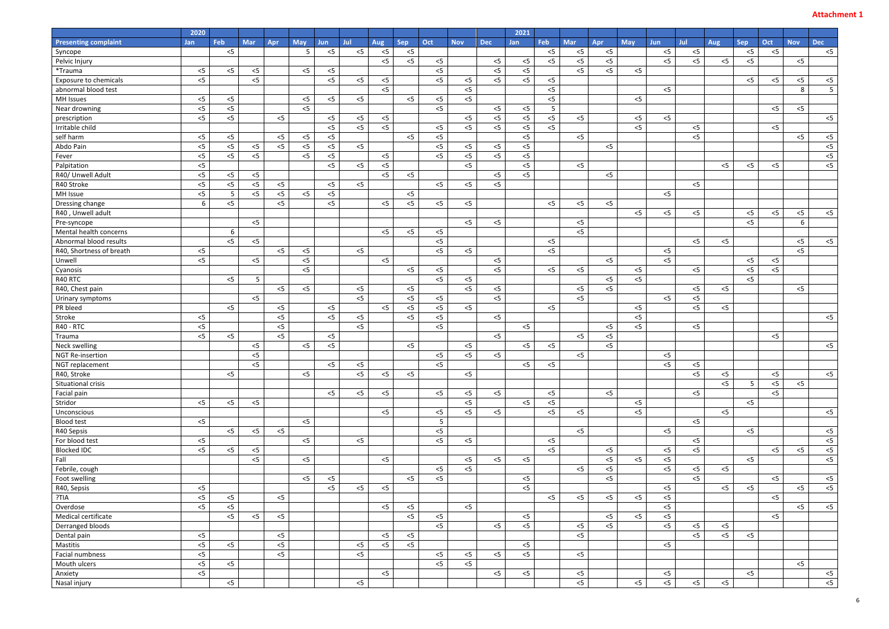**Attachment 1**

| | 2020 | | | | | | | | | | | | 2021 | | | | | | | | | | | |
|---|---|---|---|---|---|---|---|---|---|---|---|---|---|---|---|---|---|---|---|---|---|---|---|---|
| **Presenting complaint** | **Jan** | **Feb** | **Mar** | **Apr** | **May** | **Jun** | **Jul** | **Aug** | **Sep** | **Oct** | **Nov** | **Dec** | **Jan** | **Feb** | **Mar** | **Apr** | **May** | **Jun** | **Jul** | **Aug** | **Sep** | **Oct** | **Nov** | **Dec** |
| Syncope | | <5 | | | 5 | <5 | <5 | <5 | <5 | | | | | <5 | <5 | <5 | | <5 | <5 | | <5 | <5 | | <5 |
| Pelvic Injury | | | | | | | | <5 | <5 | <5 | | <5 | <5 | <5 | <5 | <5 | | <5 | <5 | <5 | <5 | | <5 | |
| *Trauma | <5 | <5 | <5 | | <5 | <5 | | | | <5 | | <5 | <5 | | <5 | <5 | <5 | | | | | | | |
| Exposure to chemicals | <5 | | <5 | | | <5 | <5 | <5 | | <5 | <5 | <5 | <5 | <5 | | | | | | | <5 | <5 | <5 | <5 |
| abnormal blood test | | | | | | | | <5 | | | <5 | | | <5 | | | | <5 | | | | | 8 | 5 |
| MH Issues | <5 | <5 | | | <5 | <5 | <5 | | <5 | <5 | <5 | | | <5 | | | <5 | | | | | | | |
| Near drowning | <5 | <5 | | | <5 | | | | | <5 | | <5 | <5 | 5 | | | | | | | | <5 | <5 | |
| prescription | <5 | <5 | | <5 | | <5 | <5 | <5 | | | <5 | <5 | <5 | <5 | <5 | | <5 | <5 | | | | | | <5 |
| Irritable child | | | | | | <5 | <5 | <5 | | <5 | <5 | <5 | <5 | <5 | | | <5 | | <5 | | | <5 | | |
| self harm | <5 | <5 | | <5 | <5 | <5 | | | <5 | <5 | | | <5 | | <5 | | | | <5 | | | | <5 | <5 |
| Abdo Pain | <5 | <5 | <5 | <5 | <5 | <5 | <5 | | | <5 | <5 | <5 | <5 | | | <5 | | | | | | | | <5 |
| Fever | <5 | <5 | <5 | | <5 | <5 | | <5 | | <5 | <5 | <5 | <5 | | | | | | | | | | | <5 |
| Palpitation | <5 | | | | | <5 | <5 | <5 | | | <5 | | <5 | | <5 | | | | | <5 | <5 | <5 | | <5 |
| R40/ Unwell Adult | <5 | <5 | <5 | | | | | <5 | <5 | | | <5 | <5 | | | <5 | | | | | | | | |
| R40 Stroke | <5 | <5 | <5 | <5 | | <5 | <5 | | | <5 | <5 | <5 | | | | | | | <5 | | | | | |
| MH Issue | <5 | 5 | <5 | <5 | <5 | <5 | | | <5 | | | | | | | | | <5 | | | | | | |
| Dressing change | 6 | <5 | | <5 | | <5 | | <5 | <5 | <5 | <5 | | | <5 | <5 | <5 | | | | | | | | |
| R40 , Unwell adult | | | | | | | | | | | | | | | | | <5 | <5 | <5 | | <5 | <5 | <5 | <5 |
| Pre-syncope | | | <5 | | | | | | | | <5 | <5 | | | <5 | | | | | | <5 | | 6 | |
| Mental health concerns | | 6 | | | | | | <5 | <5 | <5 | | | | | <5 | | | | | | | | | |
| Abnormal blood results | | <5 | <5 | | | | | | | <5 | | | | <5 | | | | | <5 | <5 | | | <5 | <5 |
| R40, Shortness of breath | <5 | | | <5 | <5 | | <5 | | | <5 | <5 | | | <5 | | | | <5 | | | | | <5 | |
| Unwell | <5 | | <5 | | <5 | | | <5 | | | | <5 | | | | <5 | | <5 | | | <5 | <5 | | |
| Cyanosis | | | | | <5 | | | | <5 | <5 | | <5 | | <5 | <5 | | <5 | | <5 | | <5 | <5 | | |
| R40 RTC | | <5 | 5 | | | | | | | <5 | <5 | | | | | <5 | <5 | | | | <5 | | | |
| R40, Chest pain | | | | <5 | <5 | | <5 | | <5 | | <5 | <5 | | | <5 | <5 | | | <5 | <5 | | | <5 | |
| Urinary symptoms | | | <5 | | | | <5 | | <5 | <5 | | <5 | | | <5 | | | <5 | <5 | | | | | |
| PR bleed | | <5 | | <5 | | <5 | | <5 | <5 | <5 | <5 | | | <5 | | | <5 | | <5 | <5 | | | | |
| Stroke | <5 | | | <5 | | <5 | <5 | | <5 | <5 | | <5 | | | | | <5 | | | | | | | <5 |
| R40 - RTC | <5 | | | <5 | | | <5 | | | <5 | | | <5 | | | <5 | <5 | | <5 | | | | | |
| Trauma | <5 | <5 | | <5 | | <5 | | | | | | <5 | | | <5 | <5 | | | | | | <5 | | |
| Neck swelling | | | <5 | | <5 | <5 | | | <5 | | <5 | | <5 | <5 | | <5 | | | | | | | | <5 |
| NGT Re-insertion | | | <5 | | | | | | | <5 | <5 | <5 | | | <5 | | | <5 | | | | | | |
| NGT replacement | | | <5 | | | <5 | <5 | | | <5 | | | <5 | <5 | | | | <5 | <5 | | | | | |
| R40, Stroke | | <5 | | | <5 | | <5 | <5 | <5 | | <5 | | | | | | | | <5 | <5 | | <5 | | <5 |
| Situational crisis | | | | | | | | | | | | | | | | | | | | <5 | 5 | <5 | <5 | |
| Facial pain | | | | | | <5 | <5 | <5 | | <5 | <5 | <5 | | <5 | | <5 | | | <5 | | | <5 | | |
| Stridor | <5 | <5 | <5 | | | | | | | | <5 | | <5 | <5 | | | <5 | | | | <5 | | | |
| Unconscious | | | | | | | | <5 | | <5 | <5 | <5 | | <5 | <5 | | <5 | | | <5 | | | | <5 |
| Blood test | <5 | | | | <5 | | | | | 5 | | | | | | | | | <5 | | | | | |
| R40 Sepsis | | <5 | <5 | <5 | | | | | | <5 | | | | | <5 | | | <5 | | | <5 | | | <5 |
| For blood test | <5 | | | | <5 | | <5 | | | <5 | <5 | | | <5 | | | | | <5 | | | | | <5 |
| Blocked IDC | <5 | <5 | <5 | | | | | | | | | | | <5 | | <5 | | <5 | <5 | | | <5 | <5 | <5 |
| Fall | | | <5 | | <5 | | | <5 | | | <5 | <5 | <5 | | | <5 | <5 | <5 | | | <5 | | | <5 |
| Febrile, cough | | | | | | | | | | <5 | <5 | | | | <5 | <5 | | <5 | <5 | <5 | | | | |
| Foot swelling | | | | | <5 | <5 | | | <5 | <5 | | | <5 | | | <5 | | | <5 | | | <5 | | <5 |
| R40, Sepsis | <5 | | | | | <5 | <5 | <5 | | | | | <5 | | | | | <5 | | <5 | <5 | | <5 | <5 |
| ?TIA | <5 | <5 | | <5 | | | | | | | | | | <5 | <5 | <5 | <5 | <5 | | | | <5 | | |
| Overdose | <5 | <5 | | | | | | <5 | <5 | | <5 | | | | | | | <5 | | | | | <5 | <5 |
| Medical certificate | | <5 | <5 | <5 | | | | | <5 | <5 | | | <5 | | | <5 | <5 | <5 | | | | <5 | | |
| Derranged bloods | | | | | | | | | | <5 | | <5 | <5 | | <5 | <5 | | <5 | <5 | <5 | | | | |
| Dental pain | <5 | | | <5 | | | | <5 | <5 | | | | | | <5 | | | | <5 | <5 | <5 | | | |
| Mastitis | <5 | <5 | | <5 | | | <5 | <5 | <5 | | | | <5 | | | | | <5 | | | | | | |
| Facial numbness | <5 | | | <5 | | | <5 | | | <5 | <5 | <5 | <5 | | <5 | | | | | | | | | |
| Mouth ulcers | <5 | <5 | | | | | | | | <5 | <5 | | | | | | | | | | | | <5 | |
| Anxiety | <5 | | | | | | | <5 | | | | <5 | <5 | | <5 | | | <5 | | | <5 | | | <5 |
| Nasal injury | | <5 | | | | | <5 | | | | | | | | <5 | | <5 | <5 | <5 | <5 | | | | <5 |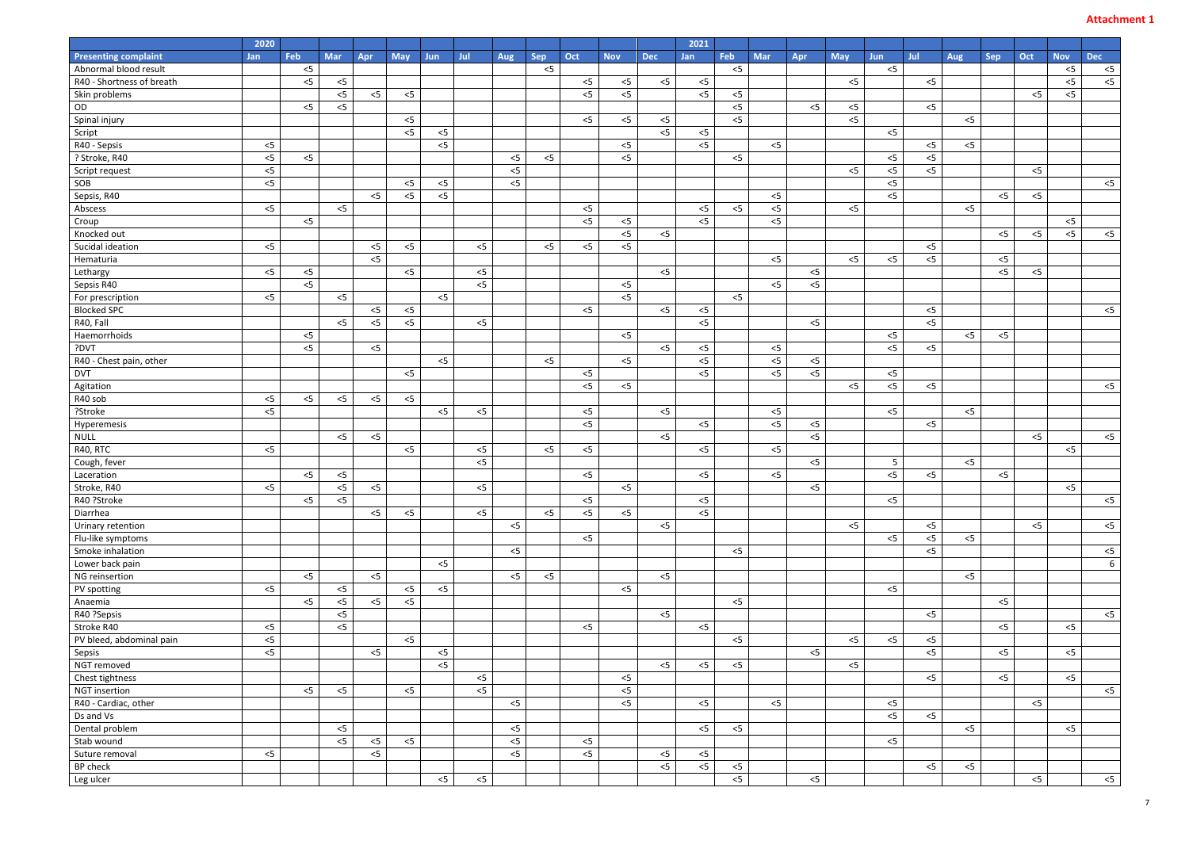**Attachment 1**

| | 2020 | | | | | | | | | | | | 2021 | | | | | | | | | | | |
|---|---|---|---|---|---|---|---|---|---|---|---|---|---|---|---|---|---|---|---|---|---|---|---|---|
| **Presenting complaint** | **Jan** | **Feb** | **Mar** | **Apr** | **May** | **Jun** | **Jul** | **Aug** | **Sep** | **Oct** | **Nov** | **Dec** | **Jan** | **Feb** | **Mar** | **Apr** | **May** | **Jun** | **Jul** | **Aug** | **Sep** | **Oct** | **Nov** | **Dec** |
| Abnormal blood result | | <5 | | | | | | | <5 | | | | | <5 | | | | <5 | | | | | <5 | <5 |
| R40 - Shortness of breath | | <5 | <5 | | | | | | | <5 | <5 | <5 | <5 | | | | <5 | | <5 | | | | <5 | <5 |
| Skin problems | | | <5 | <5 | <5 | | | | | <5 | <5 | | <5 | <5 | | | | | | | | <5 | <5 | |
| OD | | <5 | <5 | | | | | | | | | | | <5 | | <5 | <5 | | <5 | | | | | |
| Spinal injury | | | | | <5 | | | | | <5 | <5 | <5 | | <5 | | | <5 | | | <5 | | | | |
| Script | | | | | <5 | <5 | | | | | | <5 | <5 | | | | | <5 | | | | | | |
| R40 - Sepsis | <5 | | | | | <5 | | | | | <5 | | <5 | | <5 | | | | <5 | <5 | | | | |
| ? Stroke, R40 | <5 | <5 | | | | | | <5 | <5 | | <5 | | | <5 | | | | <5 | <5 | | | | | |
| Script request | <5 | | | | | | | <5 | | | | | | | | | <5 | <5 | <5 | | | <5 | | |
| SOB | <5 | | | | <5 | <5 | | <5 | | | | | | | | | | <5 | | | | | | <5 |
| Sepsis, R40 | | | | <5 | <5 | <5 | | | | | | | | | <5 | | | <5 | | | <5 | <5 | | |
| Abscess | <5 | | <5 | | | | | | | <5 | | | <5 | <5 | <5 | | <5 | | | <5 | | | | |
| Croup | | <5 | | | | | | | | <5 | <5 | | <5 | | <5 | | | | | | | | <5 | |
| Knocked out | | | | | | | | | | | <5 | <5 | | | | | | | | | <5 | <5 | <5 | <5 |
| Sucidal ideation | <5 | | | <5 | <5 | | <5 | | <5 | <5 | <5 | | | | | | | | <5 | | | | | |
| Hematuria | | | | <5 | | | | | | | | | | | <5 | | <5 | <5 | <5 | | <5 | | | |
| Lethargy | <5 | <5 | | | <5 | | <5 | | | | | <5 | | | | <5 | | | | | <5 | <5 | | |
| Sepsis R40 | | <5 | | | | | <5 | | | | <5 | | | | <5 | <5 | | | | | | | | |
| For prescription | <5 | | <5 | | | <5 | | | | | <5 | | | <5 | | | | | | | | | | |
| Blocked SPC | | | | <5 | <5 | | | | | <5 | | <5 | <5 | | | | | | <5 | | | | | <5 |
| R40, Fall | | | <5 | <5 | <5 | | <5 | | | | | | <5 | | | <5 | | | <5 | | | | | |
| Haemorrhoids | | <5 | | | | | | | | | <5 | | | | | | | <5 | | <5 | <5 | | | |
| ?DVT | | <5 | | <5 | | | | | | | | <5 | <5 | | <5 | | | <5 | <5 | | | | | |
| R40 - Chest pain, other | | | | | | <5 | | | <5 | | <5 | | <5 | | <5 | <5 | | | | | | | | |
| DVT | | | | | <5 | | | | | <5 | | | <5 | | <5 | <5 | | <5 | | | | | | |
| Agitation | | | | | | | | | | <5 | <5 | | | | | | <5 | <5 | <5 | | | | | <5 |
| R40 sob | <5 | <5 | <5 | <5 | <5 | | | | | | | | | | | | | | | | | | | |
| ?Stroke | <5 | | | | | <5 | <5 | | | <5 | | <5 | | | <5 | | | <5 | | <5 | | | | |
| Hyperemesis | | | | | | | | | | <5 | | | <5 | | <5 | <5 | | | <5 | | | | | |
| NULL | | | <5 | <5 | | | | | | | | <5 | | | | <5 | | | | | | <5 | | <5 |
| R40, RTC | <5 | | | | <5 | | <5 | | <5 | <5 | | | <5 | | <5 | | | | | | | | <5 | |
| Cough, fever | | | | | | | <5 | | | | | | | | | <5 | | 5 | | <5 | | | | |
| Laceration | | <5 | <5 | | | | | | | <5 | | | <5 | | <5 | | | <5 | <5 | | <5 | | | |
| Stroke, R40 | <5 | | <5 | <5 | | | <5 | | | | <5 | | | | | <5 | | | | | | | <5 | |
| R40 ?Stroke | | <5 | <5 | | | | | | | <5 | | | <5 | | | | | <5 | | | | | | <5 |
| Diarrhea | | | | <5 | <5 | | <5 | | <5 | <5 | <5 | | <5 | | | | | | | | | | | |
| Urinary retention | | | | | | | | <5 | | | | <5 | | | | | <5 | | <5 | | | <5 | | <5 |
| Flu-like symptoms | | | | | | | | | | <5 | | | | | | | | <5 | <5 | <5 | | | | |
| Smoke inhalation | | | | | | | | <5 | | | | | | <5 | | | | | <5 | | | | | <5 |
| Lower back pain | | | | | | <5 | | | | | | | | | | | | | | | | | | 6 |
| NG reinsertion | | <5 | | <5 | | | | <5 | <5 | | | <5 | | | | | | | | <5 | | | | |
| PV spotting | <5 | | <5 | | <5 | <5 | | | | | <5 | | | | | | | <5 | | | | | | |
| Anaemia | | <5 | <5 | <5 | <5 | | | | | | | | | <5 | | | | | | | <5 | | | |
| R40 ?Sepsis | | | <5 | | | | | | | | | <5 | | | | | | | <5 | | | | | <5 |
| Stroke R40 | <5 | | <5 | | | | | | | <5 | | | <5 | | | | | | | | <5 | | <5 | |
| PV bleed, abdominal pain | <5 | | | | <5 | | | | | | | | | <5 | | | <5 | <5 | <5 | | | | | |
| Sepsis | <5 | | | <5 | | <5 | | | | | | | | | | <5 | | | <5 | | <5 | | <5 | |
| NGT removed | | | | | | <5 | | | | | | <5 | <5 | <5 | | | <5 | | | | | | | |
| Chest tightness | | | | | | | <5 | | | | <5 | | | | | | | | <5 | | <5 | | <5 | |
| NGT insertion | | <5 | <5 | | <5 | | <5 | | | | <5 | | | | | | | | | | | | | <5 |
| R40 - Cardiac, other | | | | | | | | <5 | | | <5 | | <5 | | <5 | | | <5 | | | | <5 | | |
| Ds and Vs | | | | | | | | | | | | | | | | | | <5 | <5 | | | | | |
| Dental problem | | | <5 | | | | | <5 | | | | | <5 | <5 | | | | | | <5 | | | <5 | |
| Stab wound | | | <5 | <5 | <5 | | | <5 | | <5 | | | | | | | | <5 | | | | | | |
| Suture removal | <5 | | | <5 | | | | <5 | | <5 | | <5 | <5 | | | | | | | | | | | |
| BP check | | | | | | | | | | | | <5 | <5 | <5 | | | | | <5 | <5 | | | | |
| Leg ulcer | | | | | | <5 | <5 | | | | | | | <5 | | <5 | | | | | | <5 | | <5 |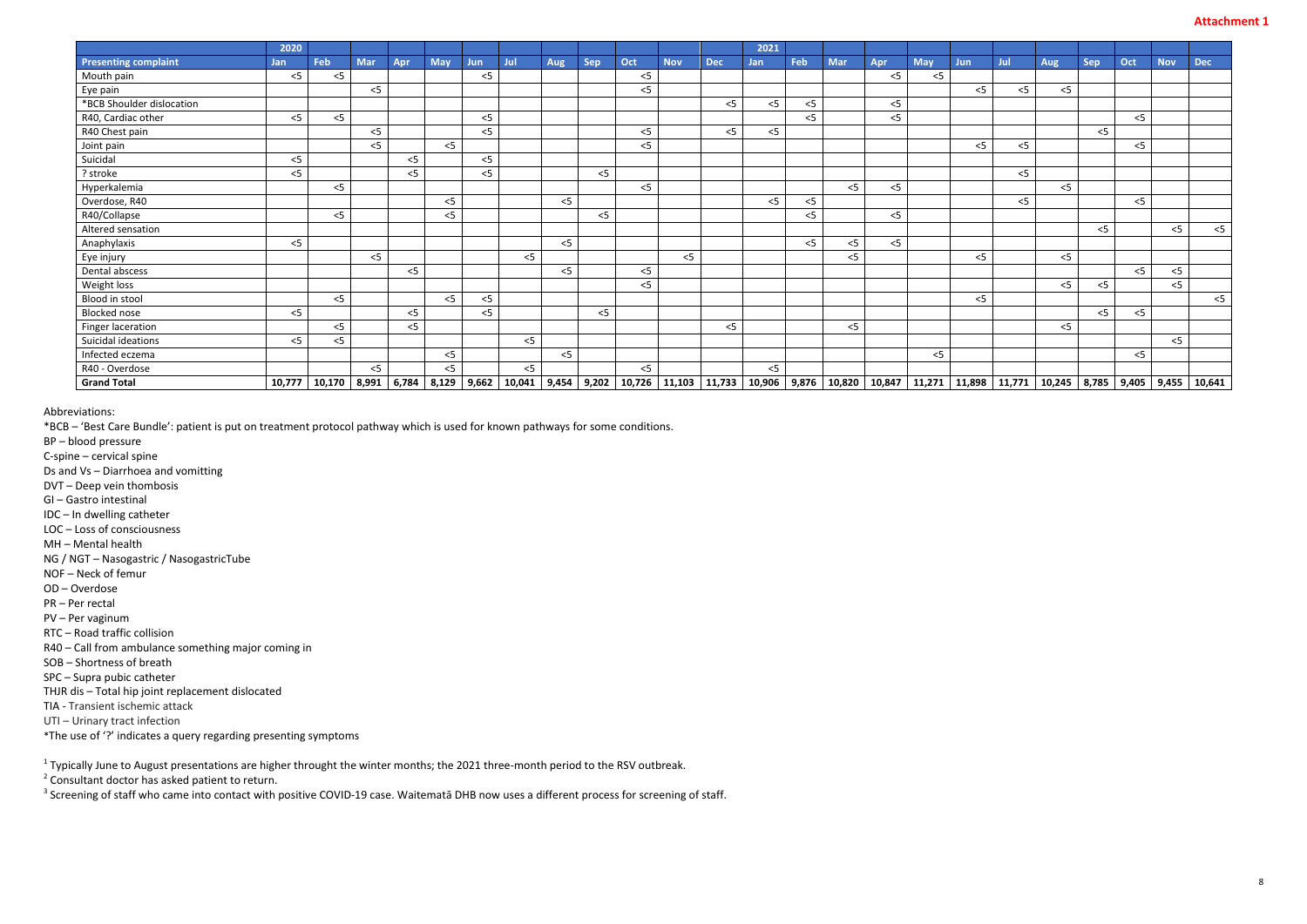**Attachment 1**

| | 2020 | | | | | | | | | | | | 2021 | | | | | | | | | | | |
|---|---|---|---|---|---|---|---|---|---|---|---|---|---|---|---|---|---|---|---|---|---|---|---|---|
| **Presenting complaint** | **Jan** | **Feb** | **Mar** | **Apr** | **May** | **Jun** | **Jul** | **Aug** | **Sep** | **Oct** | **Nov** | **Dec** | **Jan** | **Feb** | **Mar** | **Apr** | **May** | **Jun** | **Jul** | **Aug** | **Sep** | **Oct** | **Nov** | **Dec** |
| Mouth pain | <5 | <5 | | | | <5 | | | | <5 | | | | | | <5 | <5 | | | | | | | |
| Eye pain | | | <5 | | | | | | | <5 | | | | | | | | <5 | <5 | <5 | | | | |
| *BCB Shoulder dislocation | | | | | | | | | | | | <5 | <5 | <5 | | <5 | | | | | | | | |
| R40, Cardiac other | <5 | <5 | | | | <5 | | | | | | | | <5 | | <5 | | | | | | <5 | | |
| R40 Chest pain | | | <5 | | | <5 | | | | <5 | | <5 | <5 | | | | | | | | <5 | | | |
| Joint pain | | | <5 | | <5 | | | | | <5 | | | | | | | | <5 | <5 | | | <5 | | |
| Suicidal | <5 | | | <5 | | <5 | | | | | | | | | | | | | | | | | | |
| ? stroke | <5 | | | <5 | | <5 | | | <5 | | | | | | | | | | <5 | | | | | |
| Hyperkalemia | | <5 | | | | | | | | <5 | | | | | <5 | <5 | | | | <5 | | | | |
| Overdose, R40 | | | | | <5 | | | <5 | | | | | <5 | <5 | | | | | <5 | | | <5 | | |
| R40/Collapse | | <5 | | | <5 | | | | <5 | | | | | <5 | | <5 | | | | | | | | |
| Altered sensation | | | | | | | | | | | | | | | | | | | | | <5 | | <5 | <5 |
| Anaphylaxis | <5 | | | | | | | <5 | | | | | | <5 | <5 | <5 | | | | | | | | |
| Eye injury | | | <5 | | | | <5 | | | | <5 | | | | <5 | | | <5 | | <5 | | | | |
| Dental abscess | | | | <5 | | | | <5 | | <5 | | | | | | | | | | | | <5 | <5 | |
| Weight loss | | | | | | | | | | <5 | | | | | | | | | | <5 | <5 | | <5 | |
| Blood in stool | | <5 | | | <5 | <5 | | | | | | | | | | | | <5 | | | | | | <5 |
| Blocked nose | <5 | | | <5 | | <5 | | | <5 | | | | | | | | | | | | <5 | <5 | | |
| Finger laceration | | <5 | | <5 | | | | | | | | <5 | | | <5 | | | | | <5 | | | | |
| Suicidal ideations | <5 | <5 | | | | | <5 | | | | | | | | | | | | | | | | <5 | |
| Infected eczema | | | | | <5 | | | <5 | | | | | | | | | <5 | | | | | <5 | | |
| R40 - Overdose | | | <5 | | <5 | | <5 | | | <5 | | | <5 | | | | | | | | | | | |
| **Grand Total** | **10,777** | **10,170** | **8,991** | **6,784** | **8,129** | **9,662** | **10,041** | **9,454** | **9,202** | **10,726** | **11,103** | **11,733** | **10,906** | **9,876** | **10,820** | **10,847** | **11,271** | **11,898** | **11,771** | **10,245** | **8,785** | **9,405** | **9,455** | **10,641** |

Abbreviations:

*BCB – 'Best Care Bundle': patient is put on treatment protocol pathway which is used for known pathways for some conditions.

BP – blood pressure

C-spine – cervical spine

Ds and Vs – Diarrhoea and vomitting

DVT – Deep vein thombosis

GI – Gastro intestinal

IDC – In dwelling catheter

LOC – Loss of consciousness

MH – Mental health

NG / NGT – Nasogastric / NasogastricTube

NOF – Neck of femur

OD – Overdose

PR – Per rectal

PV – Per vaginum

RTC – Road traffic collision

R40 – Call from ambulance something major coming in

SOB – Shortness of breath

SPC – Supra pubic catheter

THJR dis – Total hip joint replacement dislocated

TIA - Transient ischemic attack

UTI – Urinary tract infection

*The use of '?' indicates a query regarding presenting symptoms

[1] Typically June to August presentations are higher throught the winter months; the 2021 three-month period to the RSV outbreak.

[2] Consultant doctor has asked patient to return.

[3] Screening of staff who came into contact with positive COVID-19 case. Waitematā DHB now uses a different process for screening of staff.